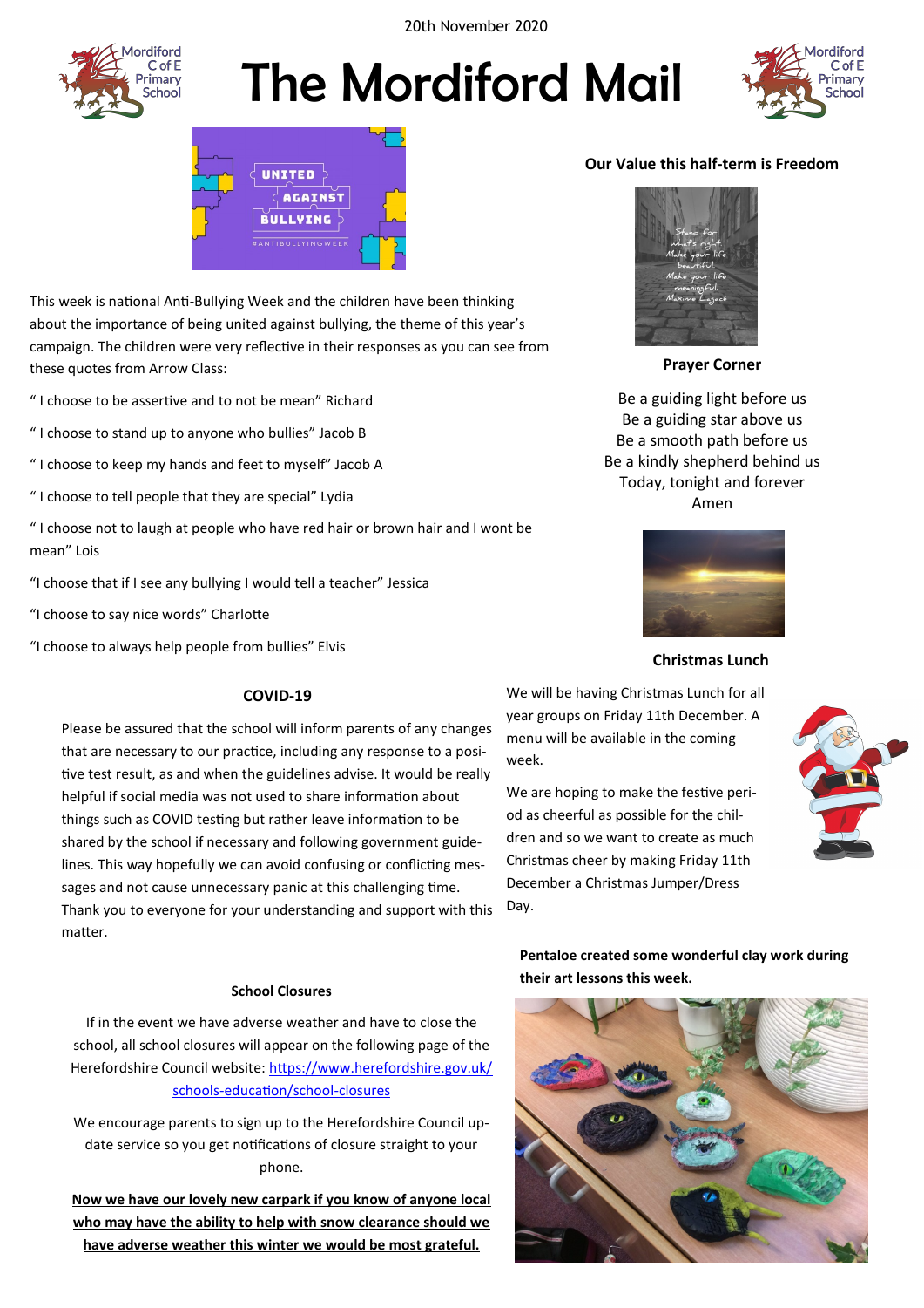20th November 2020

# The Mordiford Mail

This week is national Anti-Bullying Week and the children have been thinking about the importance of being united against bullying, the theme of this year's campaign. The children were very reflective in their responses as you can see from these quotes from Arrow Class:

" I choose to be assertive and to not be mean" Richard

" I choose to stand up to anyone who bullies" Jacob B

" I choose to keep my hands and feet to myself" Jacob A

" I choose to tell people that they are special" Lydia

" I choose not to laugh at people who have red hair or brown hair and I wont be mean" Lois

"I choose that if I see any bullying I would tell a teacher" Jessica

"I choose to say nice words" Charlotte

"I choose to always help people from bullies" Elvis

### Our Value this half-term is Freedom

### Prayer Corner

Be a guiding light before us
Be a guiding star above us
Be a smooth path before us
Be a kindly shepherd behind us
Today, tonight and forever
Amen

### COVID-19

Please be assured that the school will inform parents of any changes that are necessary to our practice, including any response to a positive test result, as and when the guidelines advise. It would be really helpful if social media was not used to share information about things such as COVID testing but rather leave information to be shared by the school if necessary and following government guidelines. This way hopefully we can avoid confusing or conflicting messages and not cause unnecessary panic at this challenging time. Thank you to everyone for your understanding and support with this matter.

### Christmas Lunch

We will be having Christmas Lunch for all year groups on Friday 11th December. A menu will be available in the coming week.

We are hoping to make the festive period as cheerful as possible for the children and so we want to create as much Christmas cheer by making Friday 11th December a Christmas Jumper/Dress Day.

### School Closures

If in the event we have adverse weather and have to close the school, all school closures will appear on the following page of the Herefordshire Council website: https://www.herefordshire.gov.uk/schools-education/school-closures

We encourage parents to sign up to the Herefordshire Council update service so you get notifications of closure straight to your phone.

**Now we have our lovely new carpark if you know of anyone local who may have the ability to help with snow clearance should we have adverse weather this winter we would be most grateful.**

**Pentaloe created some wonderful clay work during their art lessons this week.**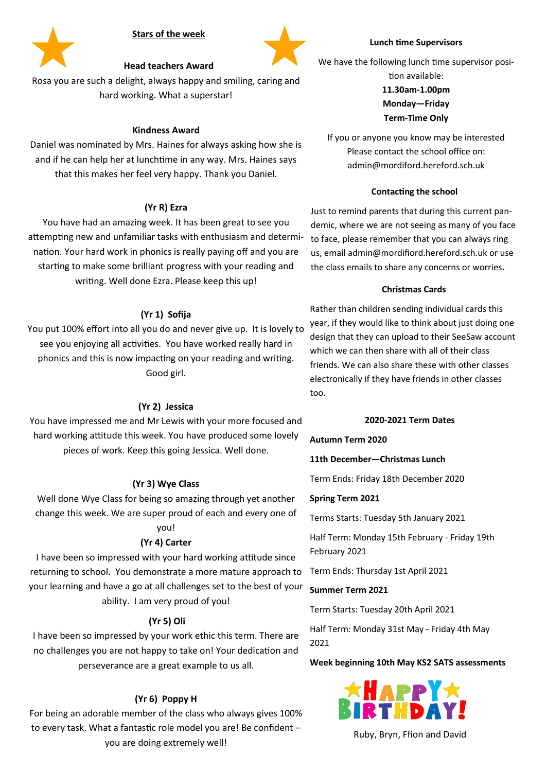## Stars of the week

### Head teachers Award

Rosa you are such a delight, always happy and smiling, caring and hard working. What a superstar!

### Kindness Award

Daniel was nominated by Mrs. Haines for always asking how she is and if he can help her at lunchtime in any way. Mrs. Haines says that this makes her feel very happy. Thank you Daniel.

### (Yr R) Ezra

You have had an amazing week. It has been great to see you attempting new and unfamiliar tasks with enthusiasm and determination. Your hard work in phonics is really paying off and you are starting to make some brilliant progress with your reading and writing. Well done Ezra. Please keep this up!

### (Yr 1) Sofija

You put 100% effort into all you do and never give up. It is lovely to see you enjoying all activities. You have worked really hard in phonics and this is now impacting on your reading and writing. Good girl.

### (Yr 2) Jessica

You have impressed me and Mr Lewis with your more focused and hard working attitude this week. You have produced some lovely pieces of work. Keep this going Jessica. Well done.

### (Yr 3) Wye Class

Well done Wye Class for being so amazing through yet another change this week. We are super proud of each and every one of you!

### (Yr 4) Carter

I have been so impressed with your hard working attitude since returning to school. You demonstrate a more mature approach to your learning and have a go at all challenges set to the best of your ability. I am very proud of you!

### (Yr 5) Oli

I have been so impressed by your work ethic this term. There are no challenges you are not happy to take on! Your dedication and perseverance are a great example to us all.

### (Yr 6) Poppy H

For being an adorable member of the class who always gives 100% to every task. What a fantastic role model you are! Be confident – you are doing extremely well!

### Lunch time Supervisors

We have the following lunch time supervisor position available:

**11.30am-1.00pm**
**Monday—Friday**
**Term-Time Only**

If you or anyone you know may be interested Please contact the school office on: admin@mordiford.hereford.sch.uk

### Contacting the school

Just to remind parents that during this current pandemic, where we are not seeing as many of you face to face, please remember that you can always ring us, email admin@mordifiord.hereford.sch.uk or use the class emails to share any concerns or worries.

### Christmas Cards

Rather than children sending individual cards this year, if they would like to think about just doing one design that they can upload to their SeeSaw account which we can then share with all of their class friends. We can also share these with other classes electronically if they have friends in other classes too.

### 2020-2021 Term Dates

**Autumn Term 2020**

**11th December—Christmas Lunch**

Term Ends: Friday 18th December 2020

**Spring Term 2021**

Terms Starts: Tuesday 5th January 2021

Half Term: Monday 15th February - Friday 19th February 2021

Term Ends: Thursday 1st April 2021

**Summer Term 2021**

Term Starts: Tuesday 20th April 2021

Half Term: Monday 31st May - Friday 4th May 2021

**Week beginning 10th May KS2 SATS assessments**

HAPPY BIRTHDAY!

Ruby, Bryn, Ffion and David